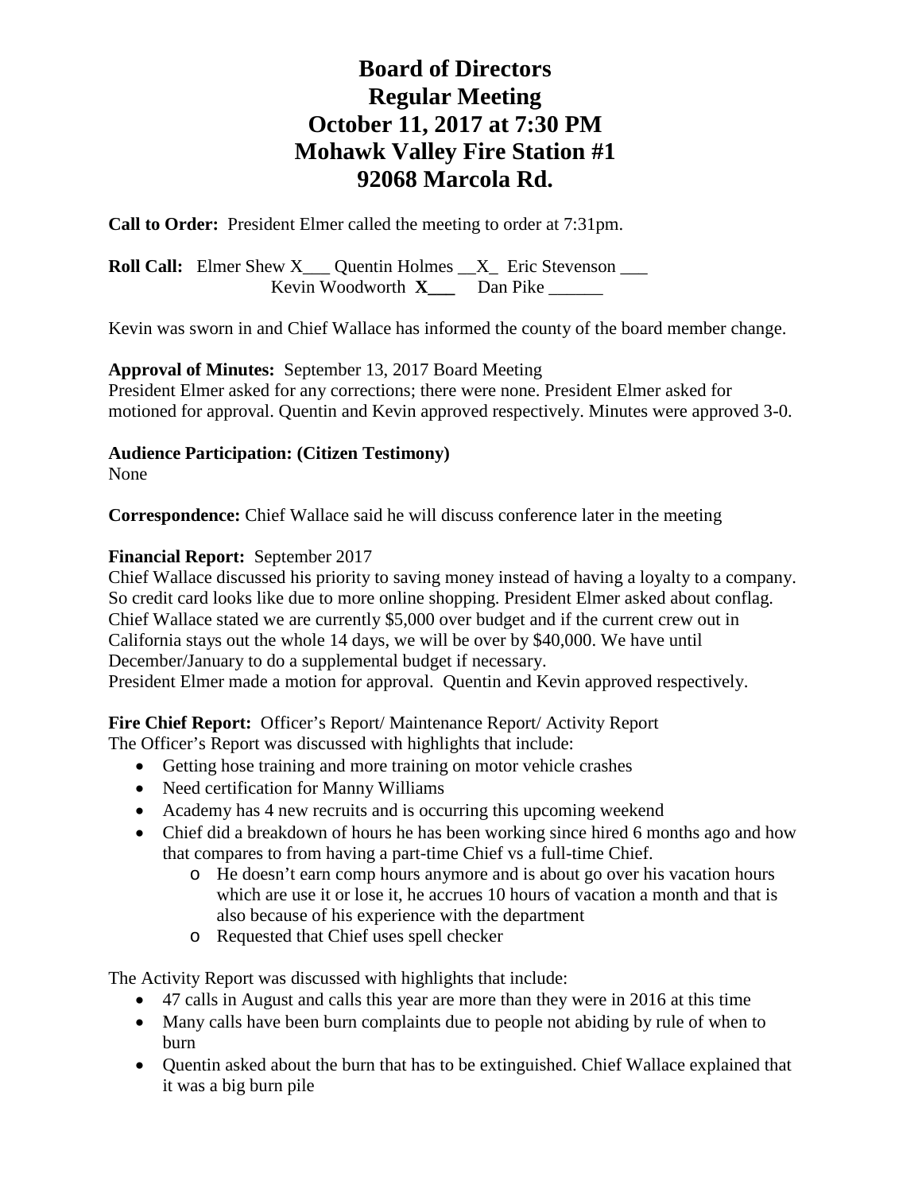# Board of Directors
# Regular Meeting
# October 11, 2017 at 7:30 PM
# Mohawk Valley Fire Station #1
# 92068 Marcola Rd.

**Call to Order:** President Elmer called the meeting to order at 7:31pm.

**Roll Call:** Elmer Shew X___ Quentin Holmes __X_ Eric Stevenson ___
Kevin Woodworth **X___** Dan Pike ______

Kevin was sworn in and Chief Wallace has informed the county of the board member change.

**Approval of Minutes:** September 13, 2017 Board Meeting
President Elmer asked for any corrections; there were none. President Elmer asked for motioned for approval. Quentin and Kevin approved respectively. Minutes were approved 3-0.

**Audience Participation: (Citizen Testimony)**
None

**Correspondence:** Chief Wallace said he will discuss conference later in the meeting

**Financial Report:** September 2017
Chief Wallace discussed his priority to saving money instead of having a loyalty to a company. So credit card looks like due to more online shopping. President Elmer asked about conflag. Chief Wallace stated we are currently $5,000 over budget and if the current crew out in California stays out the whole 14 days, we will be over by $40,000. We have until December/January to do a supplemental budget if necessary.
President Elmer made a motion for approval. Quentin and Kevin approved respectively.

**Fire Chief Report:** Officer's Report/ Maintenance Report/ Activity Report
The Officer's Report was discussed with highlights that include:

- Getting hose training and more training on motor vehicle crashes
- Need certification for Manny Williams
- Academy has 4 new recruits and is occurring this upcoming weekend
- Chief did a breakdown of hours he has been working since hired 6 months ago and how that compares to from having a part-time Chief vs a full-time Chief.
    - He doesn't earn comp hours anymore and is about go over his vacation hours which are use it or lose it, he accrues 10 hours of vacation a month and that is also because of his experience with the department
    - Requested that Chief uses spell checker

The Activity Report was discussed with highlights that include:

- 47 calls in August and calls this year are more than they were in 2016 at this time
- Many calls have been burn complaints due to people not abiding by rule of when to burn
- Quentin asked about the burn that has to be extinguished. Chief Wallace explained that it was a big burn pile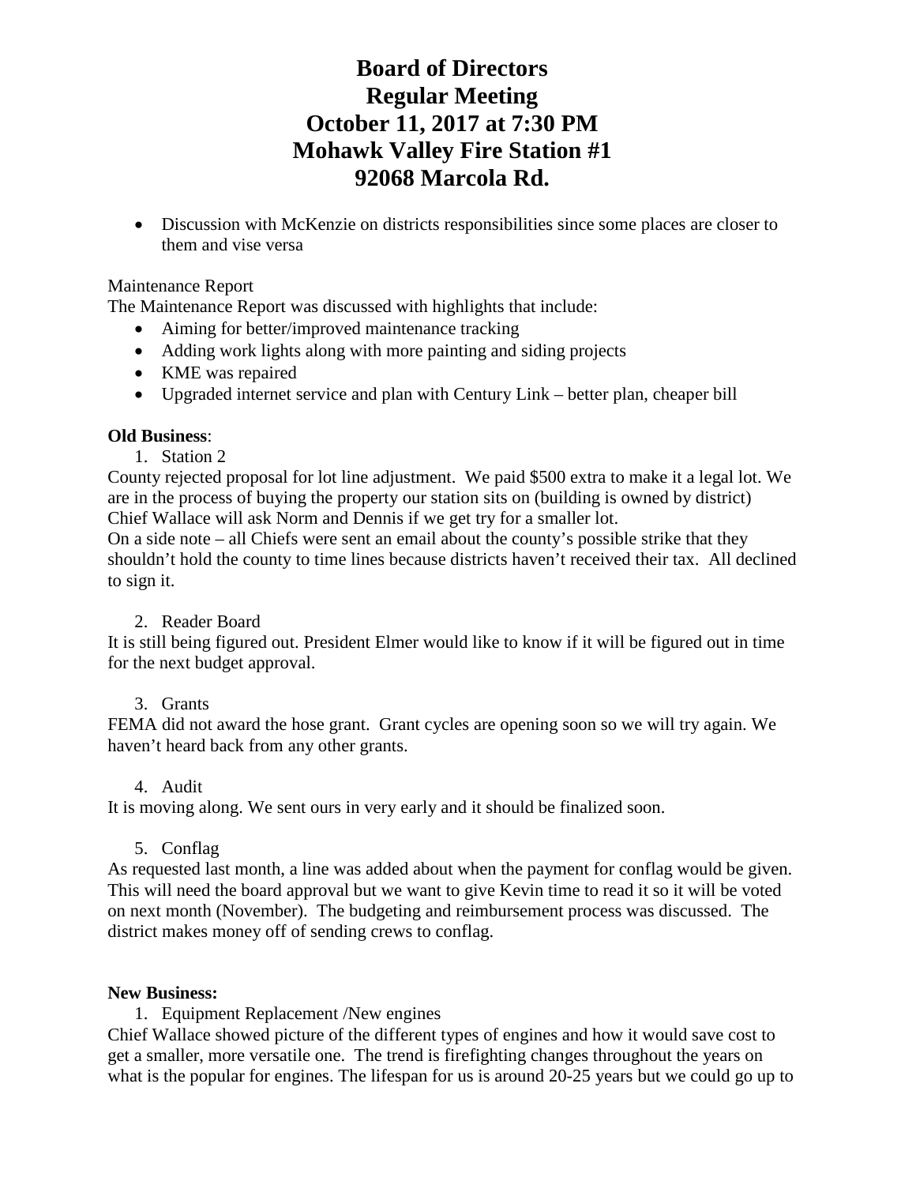# Board of Directors
# Regular Meeting
# October 11, 2017 at 7:30 PM
# Mohawk Valley Fire Station #1
# 92068 Marcola Rd.

- Discussion with McKenzie on districts responsibilities since some places are closer to them and vise versa

Maintenance Report
The Maintenance Report was discussed with highlights that include:

- Aiming for better/improved maintenance tracking
- Adding work lights along with more painting and siding projects
- KME was repaired
- Upgraded internet service and plan with Century Link – better plan, cheaper bill

**Old Business**:

1. Station 2

County rejected proposal for lot line adjustment. We paid $500 extra to make it a legal lot. We are in the process of buying the property our station sits on (building is owned by district) Chief Wallace will ask Norm and Dennis if we get try for a smaller lot.
On a side note – all Chiefs were sent an email about the county's possible strike that they shouldn't hold the county to time lines because districts haven't received their tax. All declined to sign it.

2. Reader Board

It is still being figured out. President Elmer would like to know if it will be figured out in time for the next budget approval.

3. Grants

FEMA did not award the hose grant. Grant cycles are opening soon so we will try again. We haven't heard back from any other grants.

4. Audit

It is moving along. We sent ours in very early and it should be finalized soon.

5. Conflag

As requested last month, a line was added about when the payment for conflag would be given. This will need the board approval but we want to give Kevin time to read it so it will be voted on next month (November). The budgeting and reimbursement process was discussed. The district makes money off of sending crews to conflag.

**New Business:**

1. Equipment Replacement /New engines

Chief Wallace showed picture of the different types of engines and how it would save cost to get a smaller, more versatile one. The trend is firefighting changes throughout the years on what is the popular for engines. The lifespan for us is around 20-25 years but we could go up to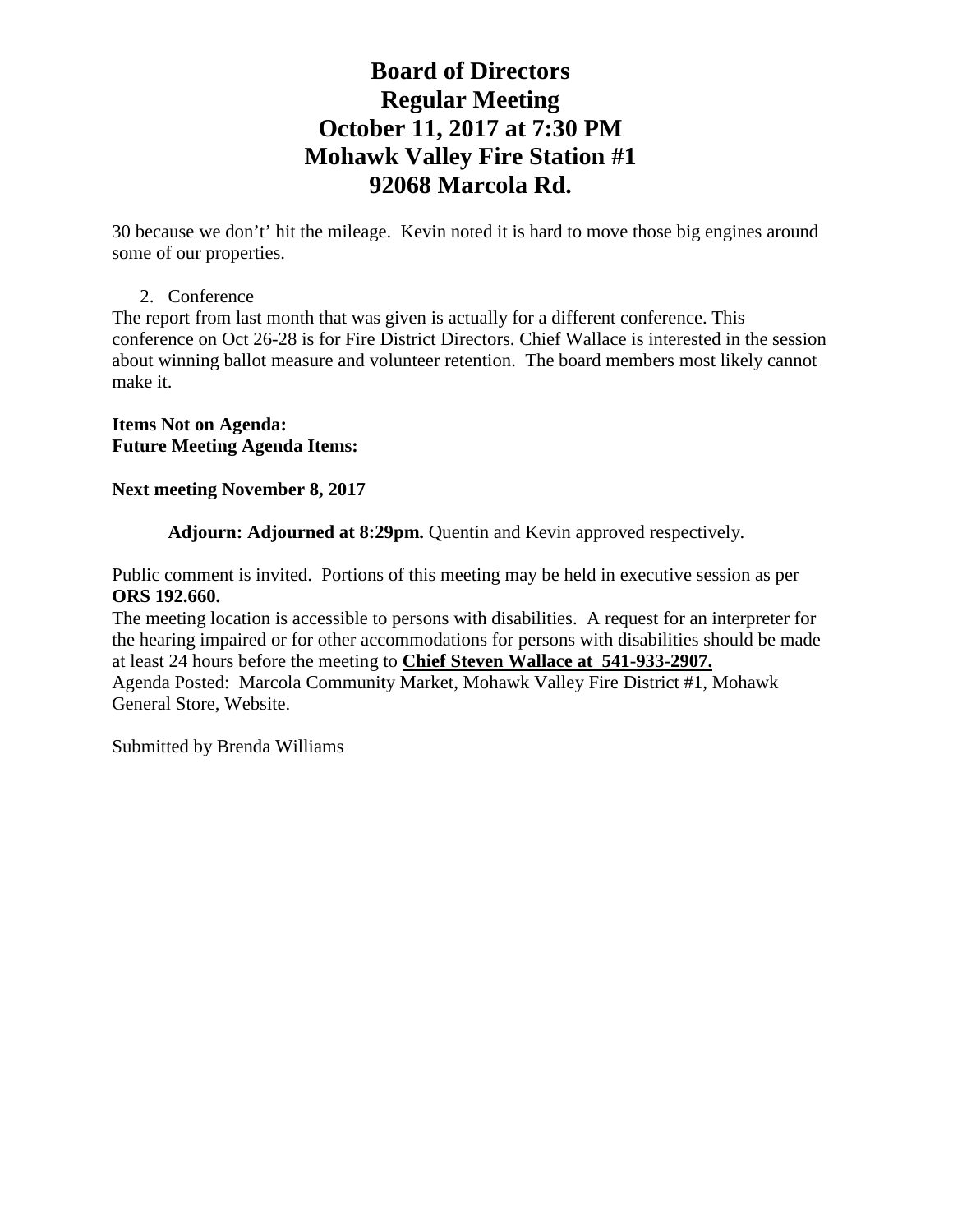# Board of Directors
# Regular Meeting
# October 11, 2017 at 7:30 PM
# Mohawk Valley Fire Station #1
# 92068 Marcola Rd.

30 because we don't' hit the mileage. Kevin noted it is hard to move those big engines around some of our properties.

2. Conference

The report from last month that was given is actually for a different conference. This conference on Oct 26-28 is for Fire District Directors. Chief Wallace is interested in the session about winning ballot measure and volunteer retention. The board members most likely cannot make it.

**Items Not on Agenda:**
**Future Meeting Agenda Items:**

**Next meeting November 8, 2017**

**Adjourn: Adjourned at 8:29pm.** Quentin and Kevin approved respectively.

Public comment is invited. Portions of this meeting may be held in executive session as per **ORS 192.660.**
The meeting location is accessible to persons with disabilities. A request for an interpreter for the hearing impaired or for other accommodations for persons with disabilities should be made at least 24 hours before the meeting to **Chief Steven Wallace at 541-933-2907.**
Agenda Posted: Marcola Community Market, Mohawk Valley Fire District #1, Mohawk General Store, Website.

Submitted by Brenda Williams